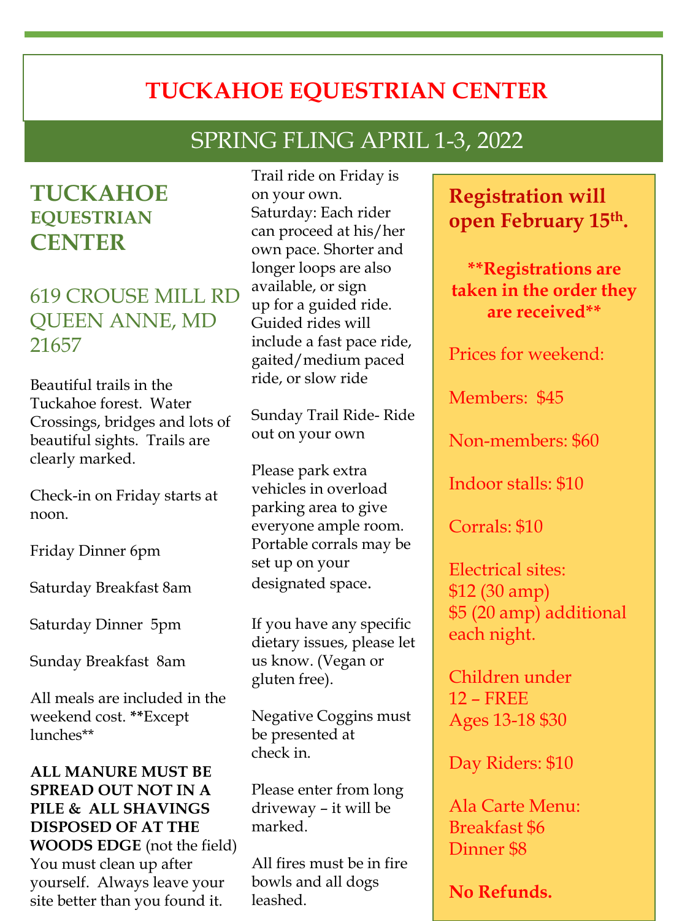# TUCKAHOE EQUESTRIAN CENTER

## SPRING FLING APRIL 1-3, 2022

## TUCKAHOE EQUESTRIAN CENTER

### 619 CROUSE MILL RD
### QUEEN ANNE, MD 21657

Beautiful trails in the Tuckahoe forest. Water Crossings, bridges and lots of beautiful sights. Trails are clearly marked.

Check-in on Friday starts at noon.

Friday Dinner 6pm

Saturday Breakfast 8am

Saturday Dinner 5pm

Sunday Breakfast 8am

All meals are included in the weekend cost. **Except lunches**

**ALL MANURE MUST BE SPREAD OUT NOT IN A PILE & ALL SHAVINGS DISPOSED OF AT THE WOODS EDGE** (not the field) You must clean up after yourself. Always leave your site better than you found it.

Trail ride on Friday is on your own.

Saturday: Each rider can proceed at his/her own pace. Shorter and longer loops are also available, or sign up for a guided ride. Guided rides will include a fast pace ride, gaited/medium paced ride, or slow ride

Sunday Trail Ride- Ride out on your own

Please park extra vehicles in overload parking area to give everyone ample room. Portable corrals may be set up on your designated space.

If you have any specific dietary issues, please let us know. (Vegan or gluten free).

Negative Coggins must be presented at check in.

Please enter from long driveway – it will be marked.

All fires must be in fire bowls and all dogs leashed.

**Registration will open February 15th.**

****Registrations are taken in the order they are received****

Prices for weekend:

Members: $45

Non-members: $60

Indoor stalls: $10

Corrals: $10

Electrical sites:
$12 (30 amp)
$5 (20 amp) additional each night.

Children under 12 – FREE
Ages 13-18 $30

Day Riders: $10

Ala Carte Menu:
Breakfast $6
Dinner $8

**No Refunds.**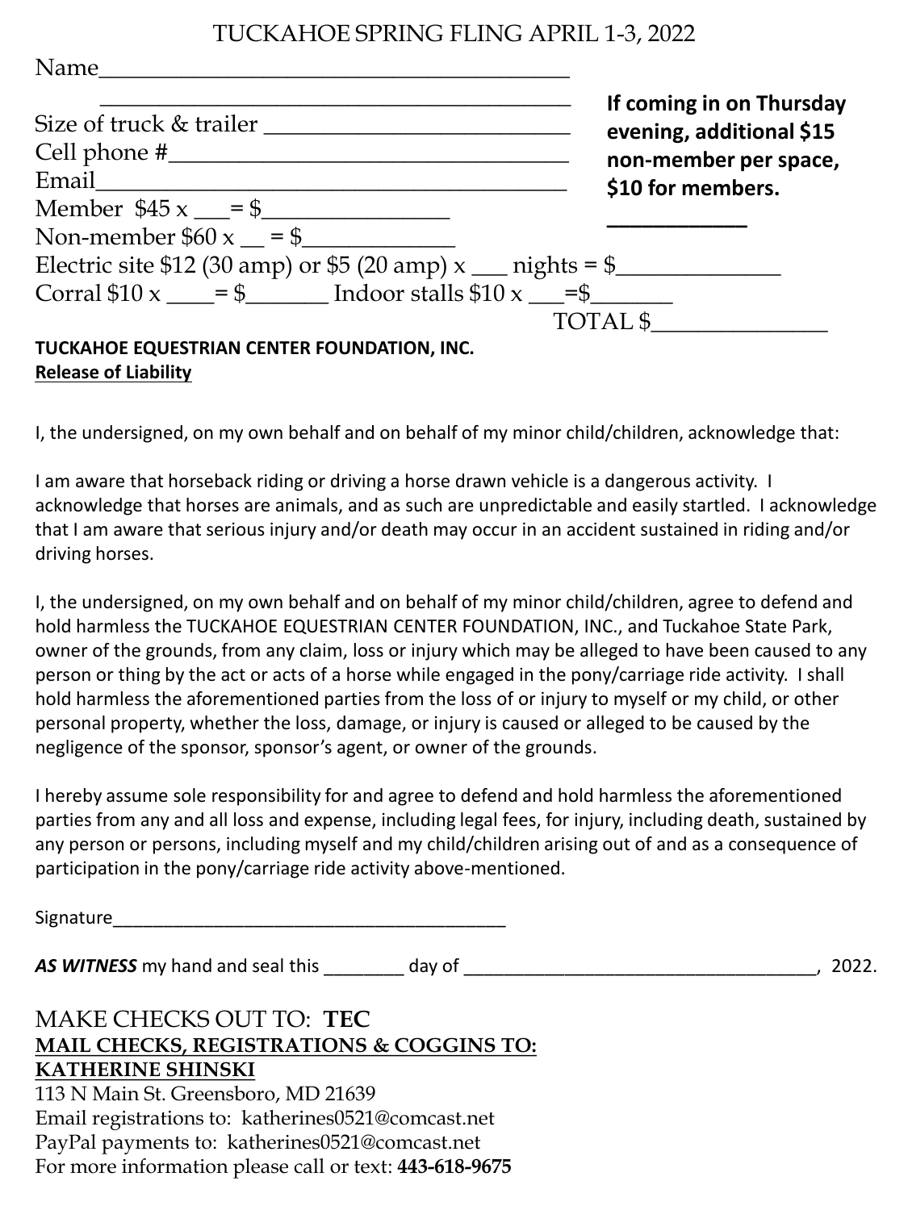# TUCKAHOE SPRING FLING APRIL 1-3, 2022

Name________________________________________

________________________________________

Size of truck & trailer __________________________

Cell phone #________________________________

Email_______________________________________

Member $45 x ___= $________________

Non-member $60 x __ = $_____________

**If coming in on Thursday evening, additional $15 non-member per space, $10 for members.**

**___________**

Electric site $12 (30 amp) or $5 (20 amp) x ___ nights = $______________

Corral $10 x ____= $_______ Indoor stalls $10 x ___=$_______

TOTAL $_______________

**TUCKAHOE EQUESTRIAN CENTER FOUNDATION, INC.**

**Release of Liability**

I, the undersigned, on my own behalf and on behalf of my minor child/children, acknowledge that:

I am aware that horseback riding or driving a horse drawn vehicle is a dangerous activity. I acknowledge that horses are animals, and as such are unpredictable and easily startled. I acknowledge that I am aware that serious injury and/or death may occur in an accident sustained in riding and/or driving horses.

I, the undersigned, on my own behalf and on behalf of my minor child/children, agree to defend and hold harmless the TUCKAHOE EQUESTRIAN CENTER FOUNDATION, INC., and Tuckahoe State Park, owner of the grounds, from any claim, loss or injury which may be alleged to have been caused to any person or thing by the act or acts of a horse while engaged in the pony/carriage ride activity. I shall hold harmless the aforementioned parties from the loss of or injury to myself or my child, or other personal property, whether the loss, damage, or injury is caused or alleged to be caused by the negligence of the sponsor, sponsor's agent, or owner of the grounds.

I hereby assume sole responsibility for and agree to defend and hold harmless the aforementioned parties from any and all loss and expense, including legal fees, for injury, including death, sustained by any person or persons, including myself and my child/children arising out of and as a consequence of participation in the pony/carriage ride activity above-mentioned.

Signature________________________________________

***AS WITNESS*** my hand and seal this ________ day of ____________________________________, 2022.

MAKE CHECKS OUT TO: **TEC**

**MAIL CHECKS, REGISTRATIONS & COGGINS TO:**

**KATHERINE SHINSKI**

113 N Main St. Greensboro, MD 21639

Email registrations to: katherines0521@comcast.net

PayPal payments to: katherines0521@comcast.net

For more information please call or text: **443-618-9675**